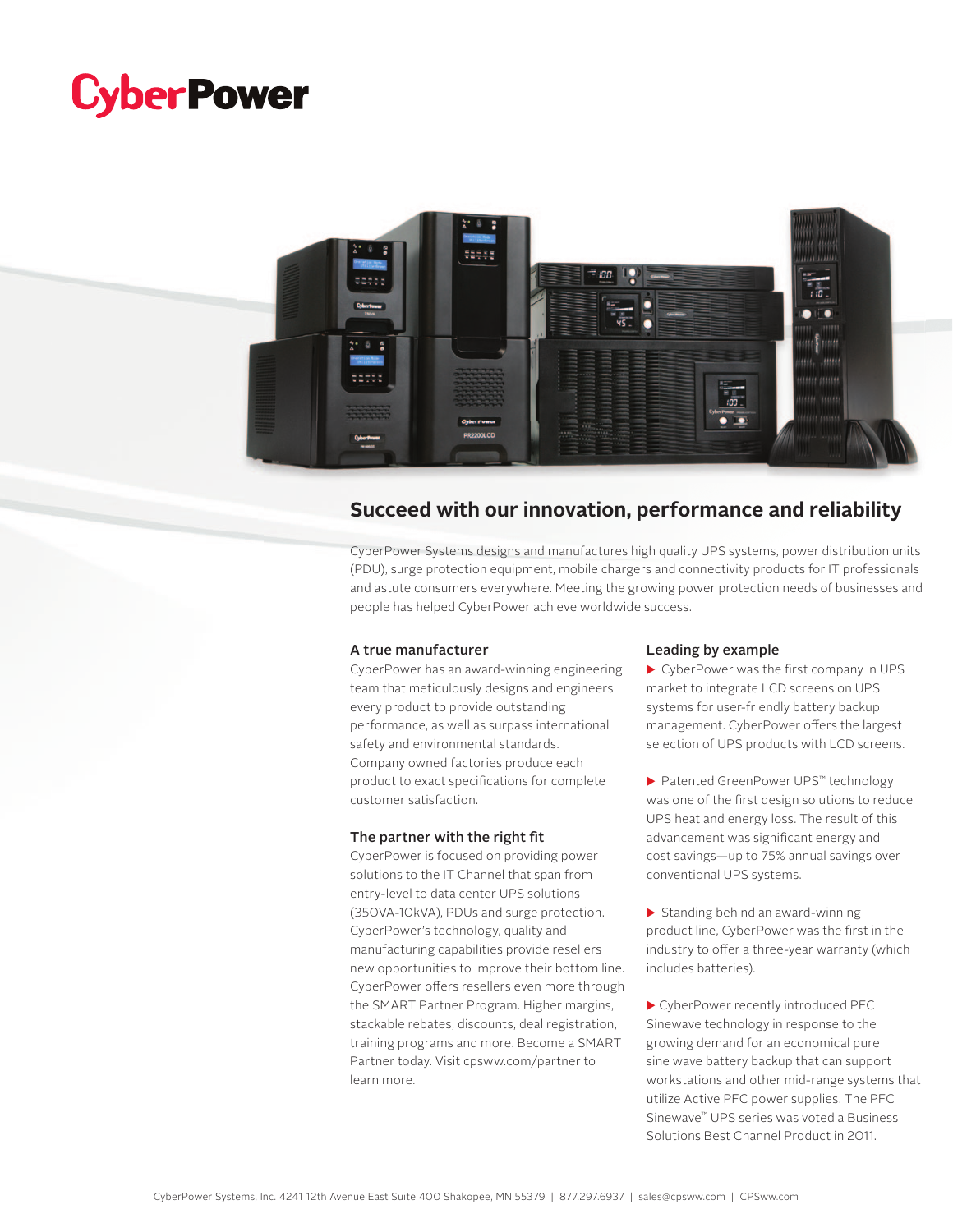# CyberPower

## Succeed with our innovation, performance and reliability

CyberPower Systems designs and manufactures high quality UPS systems, power distribution units (PDU), surge protection equipment, mobile chargers and connectivity products for IT professionals and astute consumers everywhere. Meeting the growing power protection needs of businesses and people has helped CyberPower achieve worldwide success.

### A true manufacturer

CyberPower has an award-winning engineering team that meticulously designs and engineers every product to provide outstanding performance, as well as surpass international safety and environmental standards. Company owned factories produce each product to exact specifications for complete customer satisfaction.

### The partner with the right fit

CyberPower is focused on providing power solutions to the IT Channel that span from entry-level to data center UPS solutions (350VA-10kVA), PDUs and surge protection. CyberPower's technology, quality and manufacturing capabilities provide resellers new opportunities to improve their bottom line. CyberPower offers resellers even more through the SMART Partner Program. Higher margins, stackable rebates, discounts, deal registration, training programs and more. Become a SMART Partner today. Visit cpsww.com/partner to learn more.

### Leading by example

- CyberPower was the first company in UPS market to integrate LCD screens on UPS systems for user-friendly battery backup management. CyberPower offers the largest selection of UPS products with LCD screens.

- Patented GreenPower UPS™ technology was one of the first design solutions to reduce UPS heat and energy loss. The result of this advancement was significant energy and cost savings—up to 75% annual savings over conventional UPS systems.

- Standing behind an award-winning product line, CyberPower was the first in the industry to offer a three-year warranty (which includes batteries).

- CyberPower recently introduced PFC Sinewave technology in response to the growing demand for an economical pure sine wave battery backup that can support workstations and other mid-range systems that utilize Active PFC power supplies. The PFC Sinewave™ UPS series was voted a Business Solutions Best Channel Product in 2011.

CyberPower Systems, Inc. 4241 12th Avenue East Suite 400 Shakopee, MN 55379 | 877.297.6937 | sales@cpsww.com | CPSww.com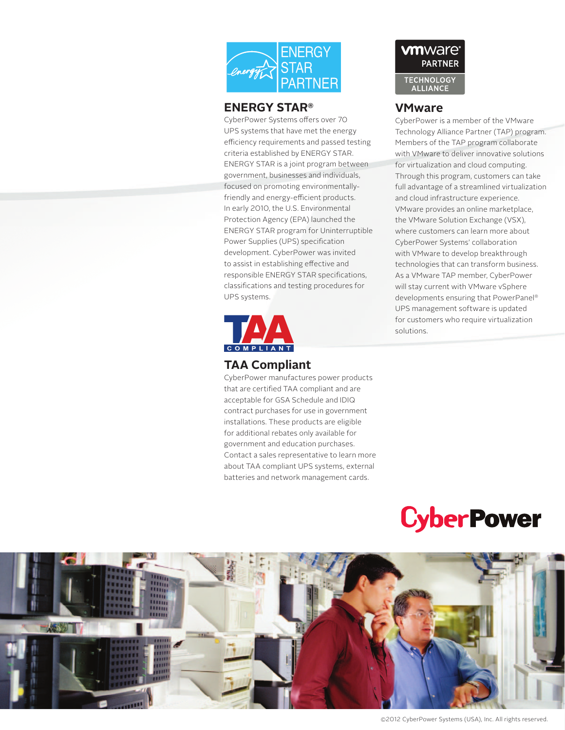## ENERGY STAR®

CyberPower Systems offers over 70 UPS systems that have met the energy efficiency requirements and passed testing criteria established by ENERGY STAR. ENERGY STAR is a joint program between government, businesses and individuals, focused on promoting environmentally-friendly and energy-efficient products. In early 2010, the U.S. Environmental Protection Agency (EPA) launched the ENERGY STAR program for Uninterruptible Power Supplies (UPS) specification development. CyberPower was invited to assist in establishing effective and responsible ENERGY STAR specifications, classifications and testing procedures for UPS systems.

## TAA Compliant

CyberPower manufactures power products that are certified TAA compliant and are acceptable for GSA Schedule and IDIQ contract purchases for use in government installations. These products are eligible for additional rebates only available for government and education purchases. Contact a sales representative to learn more about TAA compliant UPS systems, external batteries and network management cards.

## VMware

CyberPower is a member of the VMware Technology Alliance Partner (TAP) program. Members of the TAP program collaborate with VMware to deliver innovative solutions for virtualization and cloud computing. Through this program, customers can take full advantage of a streamlined virtualization and cloud infrastructure experience. VMware provides an online marketplace, the VMware Solution Exchange (VSX), where customers can learn more about CyberPower Systems' collaboration with VMware to develop breakthrough technologies that can transform business. As a VMware TAP member, CyberPower will stay current with VMware vSphere developments ensuring that PowerPanel® UPS management software is updated for customers who require virtualization solutions.

CyberPower

©2012 CyberPower Systems (USA), Inc. All rights reserved.